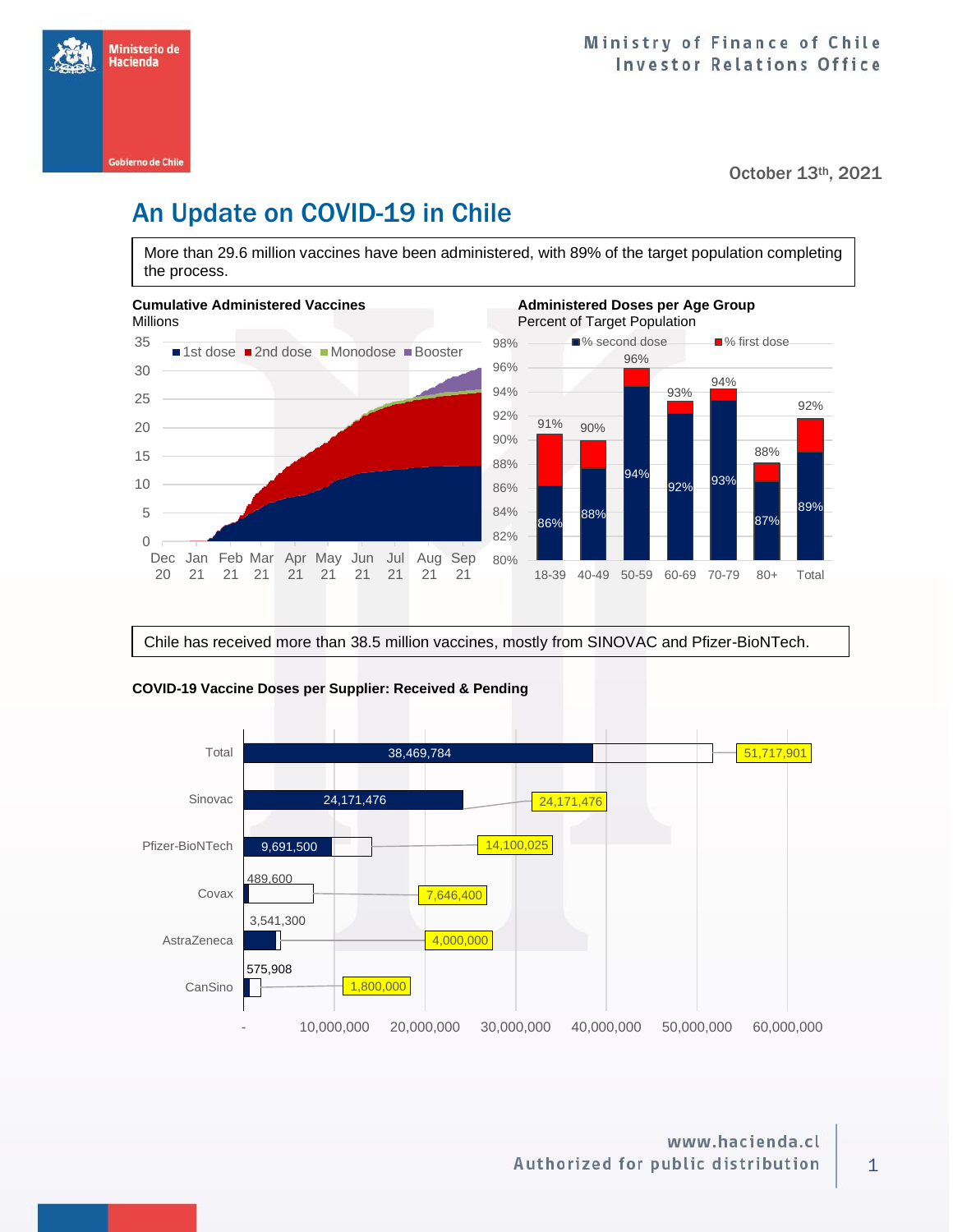Ministerio de Hacienda
Gobierno de Chile

Ministry of Finance of Chile
Investor Relations Office

October 13th, 2021

# An Update on COVID-19 in Chile

More than 29.6 million vaccines have been administered, with 89% of the target population completing the process.

**Cumulative Administered Vaccines**
Millions

**Administered Doses per Age Group**
Percent of Target Population

| Age group | % second dose | % first dose |
|---|---|---|
| 18-39 | 86% | 91% |
| 40-49 | 88% | 90% |
| 50-59 | 94% | 96% |
| 60-69 | 92% | 93% |
| 70-79 | 93% | 94% |
| 80+ | 87% | 88% |
| Total | 89% | 92% |

Chile has received more than 38.5 million vaccines, mostly from SINOVAC and Pfizer-BioNTech.

**COVID-19 Vaccine Doses per Supplier: Received & Pending**

| Supplier | Received | Total |
|---|---|---|
| Total | 38,469,784 | 51,717,901 |
| Sinovac | 24,171,476 | 24,171,476 |
| Pfizer-BioNTech | 9,691,500 | 14,100,025 |
| Covax | 489,600 | 7,646,400 |
| AstraZeneca | 3,541,300 | 4,000,000 |
| CanSino | 575,908 | 1,800,000 |

www.hacienda.cl
Authorized for public distribution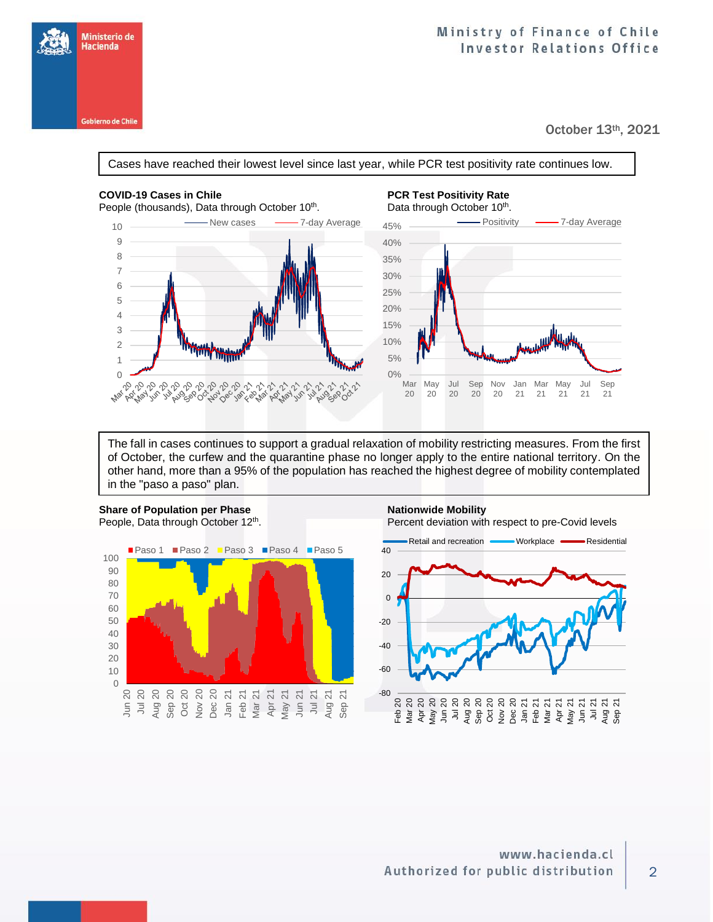Cases have reached their lowest level since last year, while PCR test positivity rate continues low.

**COVID-19 Cases in Chile**
People (thousands), Data through October 10th.

**PCR Test Positivity Rate**
Data through October 10th.

The fall in cases continues to support a gradual relaxation of mobility restricting measures. From the first of October, the curfew and the quarantine phase no longer apply to the entire national territory. On the other hand, more than a 95% of the population has reached the highest degree of mobility contemplated in the "paso a paso" plan.

**Share of Population per Phase**
People, Data through October 12th.

**Nationwide Mobility**
Percent deviation with respect to pre-Covid levels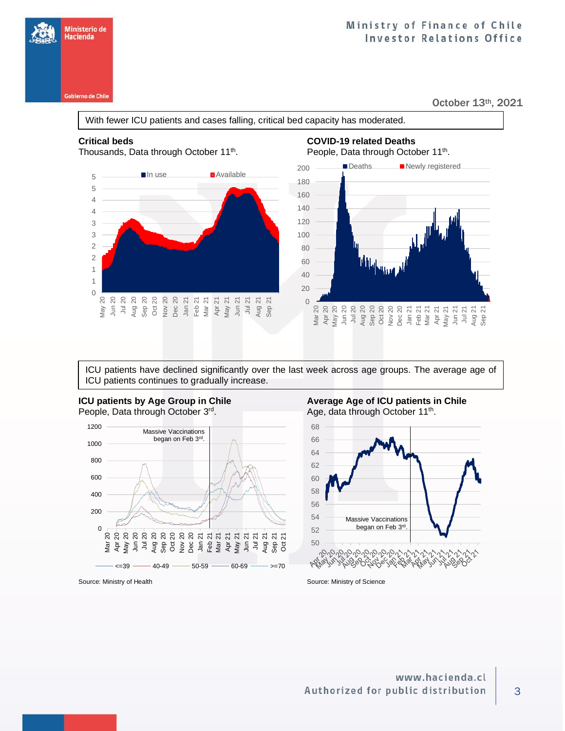October 13th, 2021

With fewer ICU patients and cases falling, critical bed capacity has moderated.

**Critical beds**
Thousands, Data through October 11th.

In use
Available

5
5
4
4
3
3
2
2
1
1
0

May 20 Jun 20 Jul 20 Aug 20 Sep 20 Oct 20 Nov 20 Dec 20 Jan 21 Feb 21 Mar 21 Apr 21 May 21 Jun 21 Jul 21 Aug 21 Sep 21

**COVID-19 related Deaths**
People, Data through October 11th.

Deaths
Newly registered

200
180
160
140
120
100
80
60
40
20
0

Mar 20 Apr 20 May 20 Jun 20 Jul 20 Aug 20 Sep 20 Oct 20 Nov 20 Dec 20 Jan 21 Feb 21 Mar 21 Apr 21 May 21 Jun 21 Jul 21 Aug 21 Sep 21

ICU patients have declined significantly over the last week across age groups. The average age of ICU patients continues to gradually increase.

**ICU patients by Age Group in Chile**
People, Data through October 3rd.

Massive Vaccinations began on Feb 3rd.

1200
1000
800
600
400
200
0

Mar 20 Apr 20 May 20 Jun 20 Jul 20 Aug 20 Sep 20 Oct 20 Nov 20 Dec 20 Jan 21 Feb 21 Mar 21 Apr 21 May 21 Jun 21 Jul 21 Aug 21 Sep 21 Oct 21

<=39
40-49
50-59
60-69
>=70

Source: Ministry of Health

**Average Age of ICU patients in Chile**
Age, data through October 11th.

68
66
64
62
60
58
56
54
52
50

Massive Vaccinations began on Feb 3rd.

Apr 20 May 20 Jun 20 Jul 20 Aug 20 Sep 20 Oct 20 Nov 20 Dec 20 Jan 21 Feb 21 Mar 21 Apr 21 May 21 Jun 21 Jul 21 Aug 21 Sep 21 Oct 21

Source: Ministry of Science

www.hacienda.cl
Authorized for public distribution